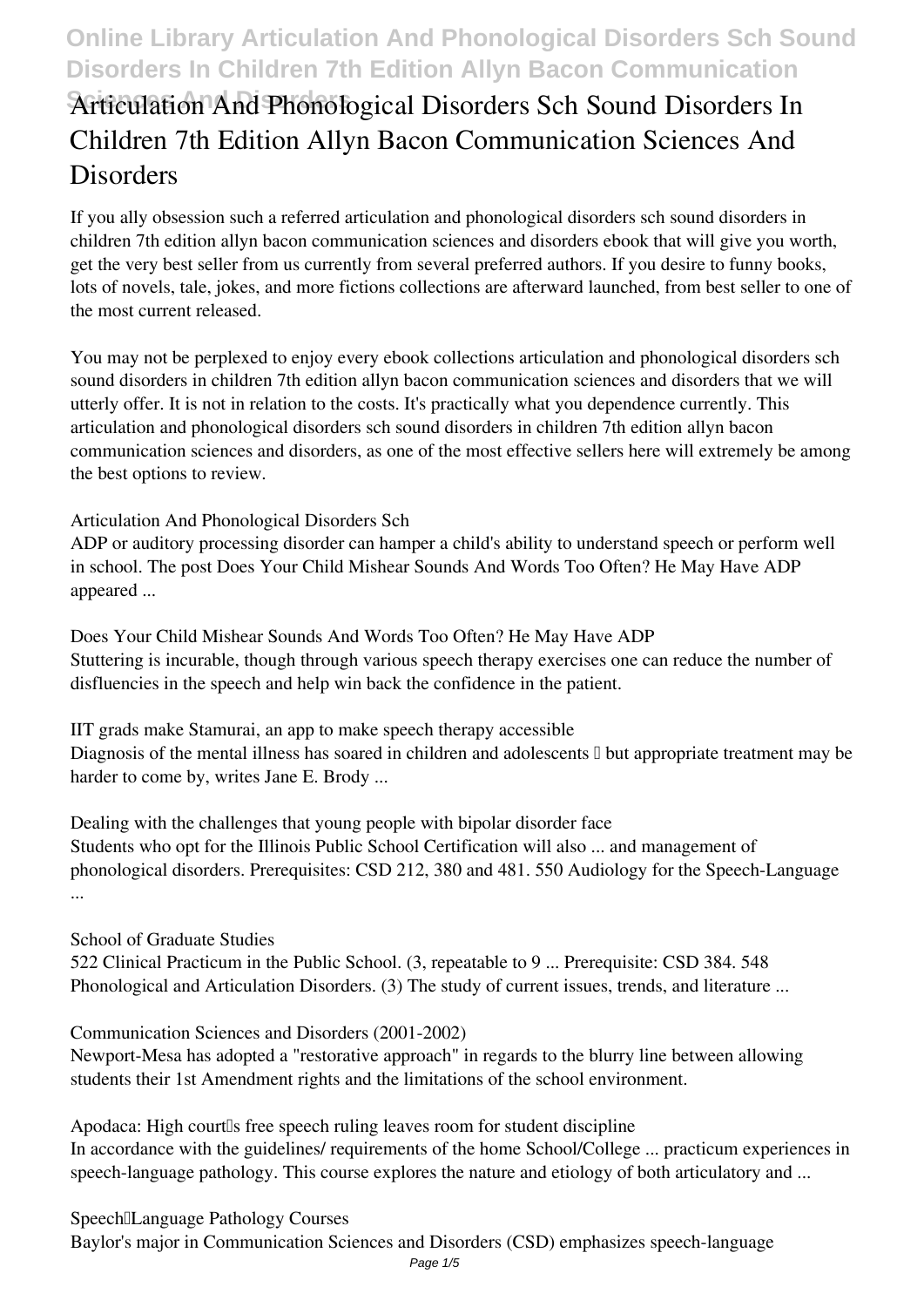# Articulation And Phonological Disorders Sch Sound Disorders In Children 7th Edition Allyn Bacon Communication Sciences And Disorders

If you ally obsession such a referred articulation and phonological disorders sch sound disorders in children 7th edition allyn bacon communication sciences and disorders ebook that will give you worth, get the very best seller from us currently from several preferred authors. If you desire to funny books, lots of novels, tale, jokes, and more fictions collections are afterward launched, from best seller to one of the most current released.

You may not be perplexed to enjoy every ebook collections articulation and phonological disorders sch sound disorders in children 7th edition allyn bacon communication sciences and disorders that we will utterly offer. It is not in relation to the costs. It's practically what you dependence currently. This articulation and phonological disorders sch sound disorders in children 7th edition allyn bacon communication sciences and disorders, as one of the most effective sellers here will extremely be among the best options to review.

**Articulation And Phonological Disorders Sch**

ADP or auditory processing disorder can hamper a child's ability to understand speech or perform well in school. The post Does Your Child Mishear Sounds And Words Too Often? He May Have ADP appeared ...

**Does Your Child Mishear Sounds And Words Too Often? He May Have ADP**

Stuttering is incurable, though through various speech therapy exercises one can reduce the number of disfluencies in the speech and help win back the confidence in the patient.

**IIT grads make Stamurai, an app to make speech therapy accessible**

Diagnosis of the mental illness has soared in children and adolescents — but appropriate treatment may be harder to come by, writes Jane E. Brody ...

**Dealing with the challenges that young people with bipolar disorder face**

Students who opt for the Illinois Public School Certification will also ... and management of phonological disorders. Prerequisites: CSD 212, 380 and 481. 550 Audiology for the Speech-Language ...

**School of Graduate Studies**

522 Clinical Practicum in the Public School. (3, repeatable to 9 ... Prerequisite: CSD 384. 548 Phonological and Articulation Disorders. (3) The study of current issues, trends, and literature ...

**Communication Sciences and Disorders (2001-2002)**

Newport-Mesa has adopted a "restorative approach" in regards to the blurry line between allowing students their 1st Amendment rights and the limitations of the school environment.

**Apodaca: High court's free speech ruling leaves room for student discipline**

In accordance with the guidelines/ requirements of the home School/College ... practicum experiences in speech-language pathology. This course explores the nature and etiology of both articulatory and ...

**Speech–Language Pathology Courses**

Baylor's major in Communication Sciences and Disorders (CSD) emphasizes speech-language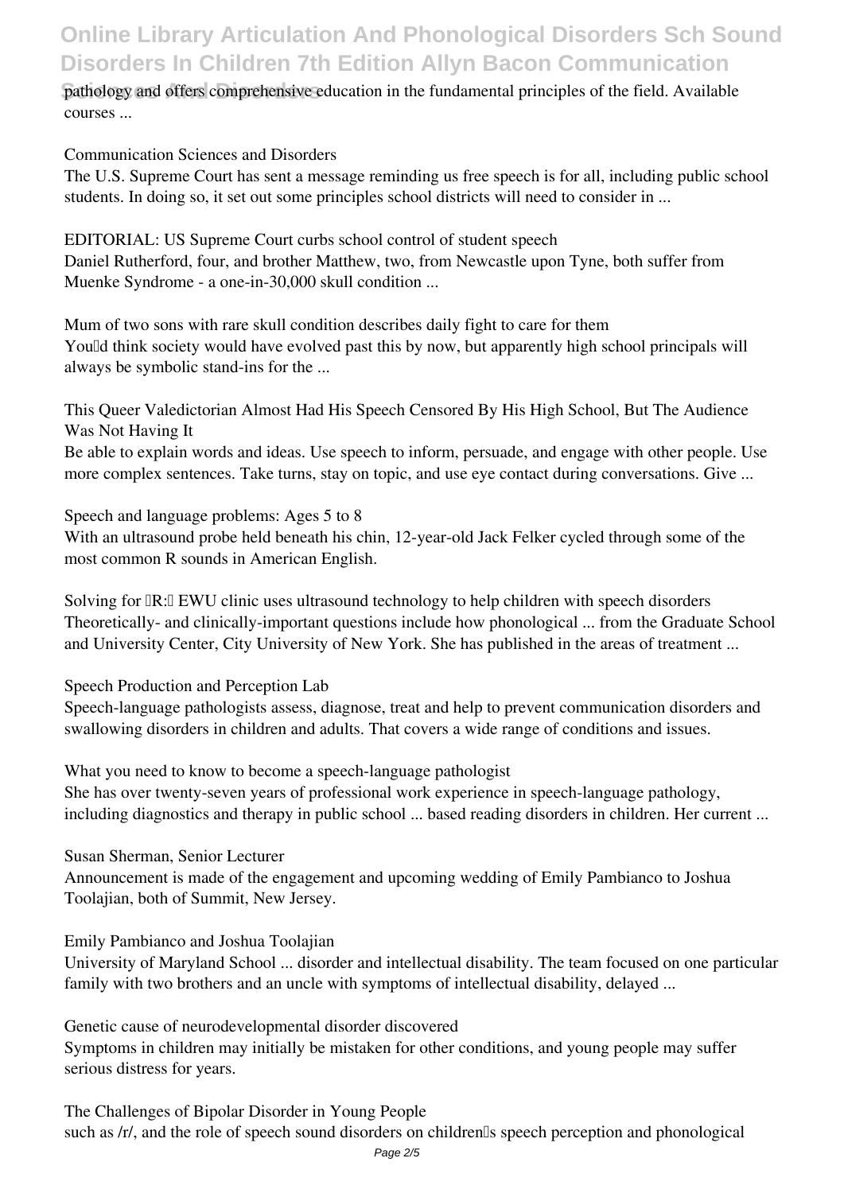pathology and offers comprehensive education in the fundamental principles of the field. Available courses ...

**Communication Sciences and Disorders**

The U.S. Supreme Court has sent a message reminding us free speech is for all, including public school students. In doing so, it set out some principles school districts will need to consider in ...

**EDITORIAL: US Supreme Court curbs school control of student speech**

Daniel Rutherford, four, and brother Matthew, two, from Newcastle upon Tyne, both suffer from Muenke Syndrome - a one-in-30,000 skull condition ...

**Mum of two sons with rare skull condition describes daily fight to care for them**

You'd think society would have evolved past this by now, but apparently high school principals will always be symbolic stand-ins for the ...

**This Queer Valedictorian Almost Had His Speech Censored By His High School, But The Audience Was Not Having It**

Be able to explain words and ideas. Use speech to inform, persuade, and engage with other people. Use more complex sentences. Take turns, stay on topic, and use eye contact during conversations. Give ...

**Speech and language problems: Ages 5 to 8**

With an ultrasound probe held beneath his chin, 12-year-old Jack Felker cycled through some of the most common R sounds in American English.

**Solving for 'R:' EWU clinic uses ultrasound technology to help children with speech disorders**

Theoretically- and clinically-important questions include how phonological ... from the Graduate School and University Center, City University of New York. She has published in the areas of treatment ...

**Speech Production and Perception Lab**

Speech-language pathologists assess, diagnose, treat and help to prevent communication disorders and swallowing disorders in children and adults. That covers a wide range of conditions and issues.

**What you need to know to become a speech-language pathologist**

She has over twenty-seven years of professional work experience in speech-language pathology, including diagnostics and therapy in public school ... based reading disorders in children. Her current ...

**Susan Sherman, Senior Lecturer**

Announcement is made of the engagement and upcoming wedding of Emily Pambianco to Joshua Toolajian, both of Summit, New Jersey.

**Emily Pambianco and Joshua Toolajian**

University of Maryland School ... disorder and intellectual disability. The team focused on one particular family with two brothers and an uncle with symptoms of intellectual disability, delayed ...

**Genetic cause of neurodevelopmental disorder discovered**

Symptoms in children may initially be mistaken for other conditions, and young people may suffer serious distress for years.

**The Challenges of Bipolar Disorder in Young People**

such as /r/, and the role of speech sound disorders on children's speech perception and phonological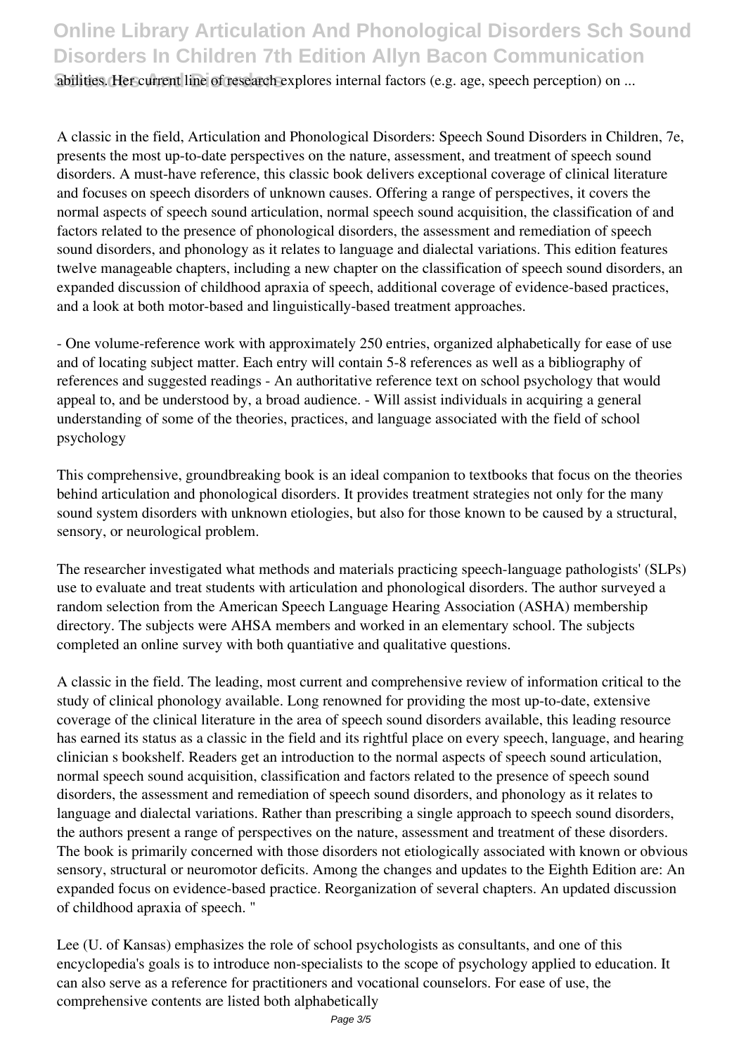abilities. Her current line of research explores internal factors (e.g. age, speech perception) on ...

A classic in the field, Articulation and Phonological Disorders: Speech Sound Disorders in Children, 7e, presents the most up-to-date perspectives on the nature, assessment, and treatment of speech sound disorders. A must-have reference, this classic book delivers exceptional coverage of clinical literature and focuses on speech disorders of unknown causes. Offering a range of perspectives, it covers the normal aspects of speech sound articulation, normal speech sound acquisition, the classification of and factors related to the presence of phonological disorders, the assessment and remediation of speech sound disorders, and phonology as it relates to language and dialectal variations. This edition features twelve manageable chapters, including a new chapter on the classification of speech sound disorders, an expanded discussion of childhood apraxia of speech, additional coverage of evidence-based practices, and a look at both motor-based and linguistically-based treatment approaches.

- One volume-reference work with approximately 250 entries, organized alphabetically for ease of use and of locating subject matter. Each entry will contain 5-8 references as well as a bibliography of references and suggested readings - An authoritative reference text on school psychology that would appeal to, and be understood by, a broad audience. - Will assist individuals in acquiring a general understanding of some of the theories, practices, and language associated with the field of school psychology

This comprehensive, groundbreaking book is an ideal companion to textbooks that focus on the theories behind articulation and phonological disorders. It provides treatment strategies not only for the many sound system disorders with unknown etiologies, but also for those known to be caused by a structural, sensory, or neurological problem.

The researcher investigated what methods and materials practicing speech-language pathologists' (SLPs) use to evaluate and treat students with articulation and phonological disorders. The author surveyed a random selection from the American Speech Language Hearing Association (ASHA) membership directory. The subjects were AHSA members and worked in an elementary school. The subjects completed an online survey with both quantiative and qualitative questions.

A classic in the field. The leading, most current and comprehensive review of information critical to the study of clinical phonology available. Long renowned for providing the most up-to-date, extensive coverage of the clinical literature in the area of speech sound disorders available, this leading resource has earned its status as a classic in the field and its rightful place on every speech, language, and hearing clinician s bookshelf. Readers get an introduction to the normal aspects of speech sound articulation, normal speech sound acquisition, classification and factors related to the presence of speech sound disorders, the assessment and remediation of speech sound disorders, and phonology as it relates to language and dialectal variations. Rather than prescribing a single approach to speech sound disorders, the authors present a range of perspectives on the nature, assessment and treatment of these disorders. The book is primarily concerned with those disorders not etiologically associated with known or obvious sensory, structural or neuromotor deficits. Among the changes and updates to the Eighth Edition are: An expanded focus on evidence-based practice. Reorganization of several chapters. An updated discussion of childhood apraxia of speech. "

Lee (U. of Kansas) emphasizes the role of school psychologists as consultants, and one of this encyclopedia's goals is to introduce non-specialists to the scope of psychology applied to education. It can also serve as a reference for practitioners and vocational counselors. For ease of use, the comprehensive contents are listed both alphabetically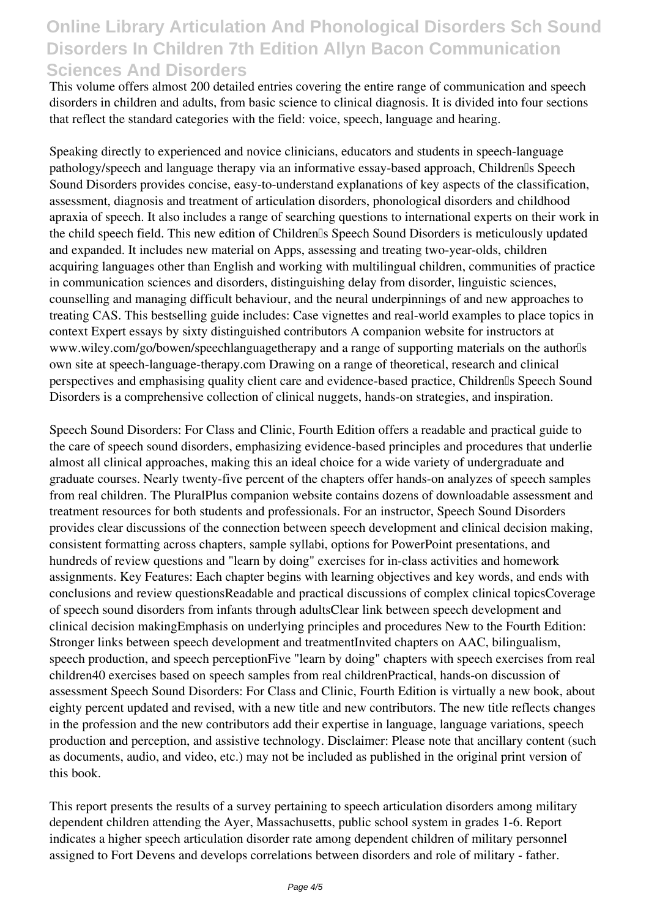This volume offers almost 200 detailed entries covering the entire range of communication and speech disorders in children and adults, from basic science to clinical diagnosis. It is divided into four sections that reflect the standard categories with the field: voice, speech, language and hearing.

Speaking directly to experienced and novice clinicians, educators and students in speech-language pathology/speech and language therapy via an informative essay-based approach, Children's Speech Sound Disorders provides concise, easy-to-understand explanations of key aspects of the classification, assessment, diagnosis and treatment of articulation disorders, phonological disorders and childhood apraxia of speech. It also includes a range of searching questions to international experts on their work in the child speech field. This new edition of Children's Speech Sound Disorders is meticulously updated and expanded. It includes new material on Apps, assessing and treating two-year-olds, children acquiring languages other than English and working with multilingual children, communities of practice in communication sciences and disorders, distinguishing delay from disorder, linguistic sciences, counselling and managing difficult behaviour, and the neural underpinnings of and new approaches to treating CAS. This bestselling guide includes: Case vignettes and real-world examples to place topics in context Expert essays by sixty distinguished contributors A companion website for instructors at www.wiley.com/go/bowen/speechlanguagetherapy and a range of supporting materials on the author's own site at speech-language-therapy.com Drawing on a range of theoretical, research and clinical perspectives and emphasising quality client care and evidence-based practice, Children's Speech Sound Disorders is a comprehensive collection of clinical nuggets, hands-on strategies, and inspiration.

Speech Sound Disorders: For Class and Clinic, Fourth Edition offers a readable and practical guide to the care of speech sound disorders, emphasizing evidence-based principles and procedures that underlie almost all clinical approaches, making this an ideal choice for a wide variety of undergraduate and graduate courses. Nearly twenty-five percent of the chapters offer hands-on analyzes of speech samples from real children. The PluralPlus companion website contains dozens of downloadable assessment and treatment resources for both students and professionals. For an instructor, Speech Sound Disorders provides clear discussions of the connection between speech development and clinical decision making, consistent formatting across chapters, sample syllabi, options for PowerPoint presentations, and hundreds of review questions and "learn by doing" exercises for in-class activities and homework assignments. Key Features: Each chapter begins with learning objectives and key words, and ends with conclusions and review questionsReadable and practical discussions of complex clinical topicsCoverage of speech sound disorders from infants through adultsClear link between speech development and clinical decision makingEmphasis on underlying principles and procedures New to the Fourth Edition: Stronger links between speech development and treatmentInvited chapters on AAC, bilingualism, speech production, and speech perceptionFive "learn by doing" chapters with speech exercises from real children40 exercises based on speech samples from real childrenPractical, hands-on discussion of assessment Speech Sound Disorders: For Class and Clinic, Fourth Edition is virtually a new book, about eighty percent updated and revised, with a new title and new contributors. The new title reflects changes in the profession and the new contributors add their expertise in language, language variations, speech production and perception, and assistive technology. Disclaimer: Please note that ancillary content (such as documents, audio, and video, etc.) may not be included as published in the original print version of this book.

This report presents the results of a survey pertaining to speech articulation disorders among military dependent children attending the Ayer, Massachusetts, public school system in grades 1-6. Report indicates a higher speech articulation disorder rate among dependent children of military personnel assigned to Fort Devens and develops correlations between disorders and role of military - father.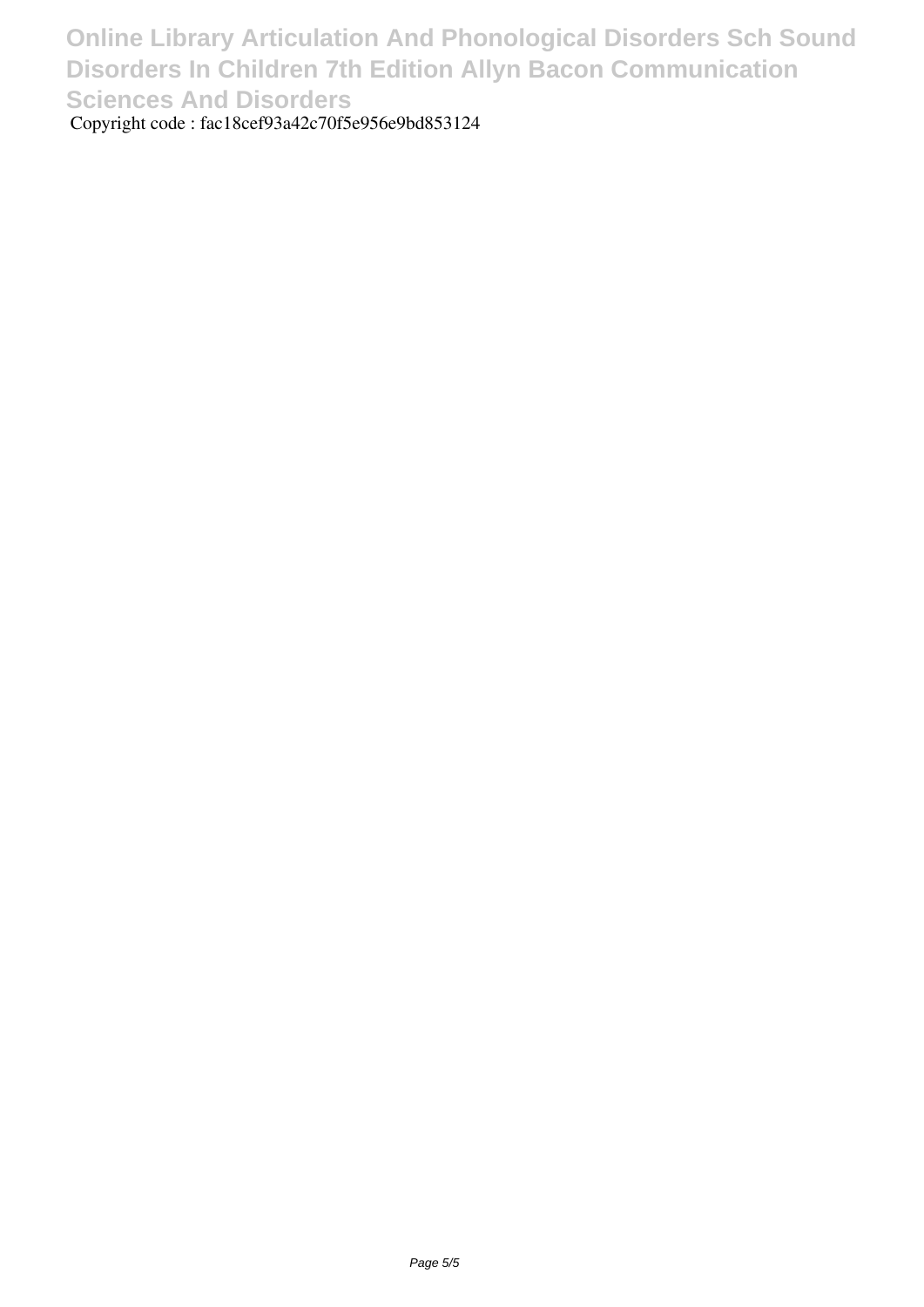Copyright code : fac18cef93a42c70f5e956e9bd853124